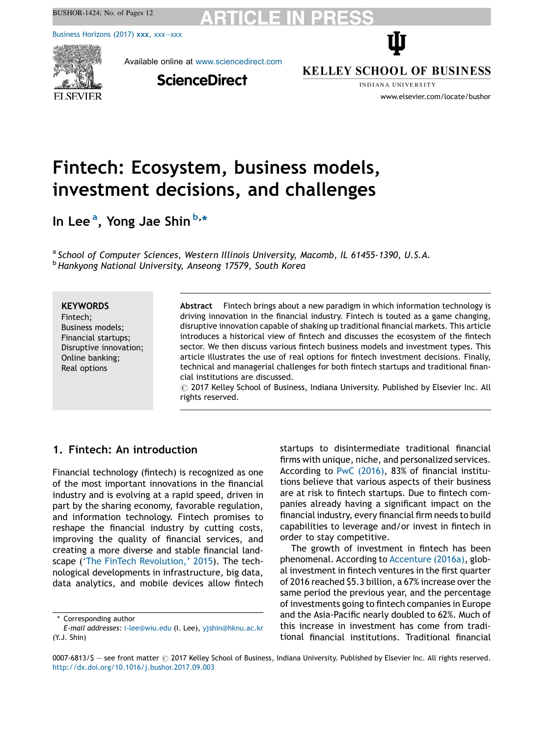# Fintech: Ecosystem, business models, investment decisions, and challenges

In Lee [a], Yong Jae Shin [b,*]

[a] *School of Computer Sciences, Western Illinois University, Macomb, IL 61455-1390, U.S.A.*
[b] *Hankyong National University, Anseong 17579, South Korea*

**KEYWORDS**
Fintech;
Business models;
Financial startups;
Disruptive innovation;
Online banking;
Real options

**Abstract** Fintech brings about a new paradigm in which information technology is driving innovation in the financial industry. Fintech is touted as a game changing, disruptive innovation capable of shaking up traditional financial markets. This article introduces a historical view of fintech and discusses the ecosystem of the fintech sector. We then discuss various fintech business models and investment types. This article illustrates the use of real options for fintech investment decisions. Finally, technical and managerial challenges for both fintech startups and traditional financial institutions are discussed.
© 2017 Kelley School of Business, Indiana University. Published by Elsevier Inc. All rights reserved.

## 1. Fintech: An introduction

Financial technology (fintech) is recognized as one of the most important innovations in the financial industry and is evolving at a rapid speed, driven in part by the sharing economy, favorable regulation, and information technology. Fintech promises to reshape the financial industry by cutting costs, improving the quality of financial services, and creating a more diverse and stable financial landscape ('The FinTech Revolution,' 2015). The technological developments in infrastructure, big data, data analytics, and mobile devices allow fintech startups to disintermediate traditional financial firms with unique, niche, and personalized services. According to PwC (2016), 83% of financial institutions believe that various aspects of their business are at risk to fintech startups. Due to fintech companies already having a significant impact on the financial industry, every financial firm needs to build capabilities to leverage and/or invest in fintech in order to stay competitive.

The growth of investment in fintech has been phenomenal. According to Accenture (2016a), global investment in fintech ventures in the first quarter of 2016 reached $5.3 billion, a 67% increase over the same period the previous year, and the percentage of investments going to fintech companies in Europe and the Asia-Pacific nearly doubled to 62%. Much of this increase in investment has come from traditional financial institutions. Traditional financial

\* Corresponding author
*E-mail addresses:* i-lee@wiu.edu (I. Lee), yjshin@hknu.ac.kr (Y.J. Shin)

0007-6813/$ — see front matter © 2017 Kelley School of Business, Indiana University. Published by Elsevier Inc. All rights reserved.
http://dx.doi.org/10.1016/j.bushor.2017.09.003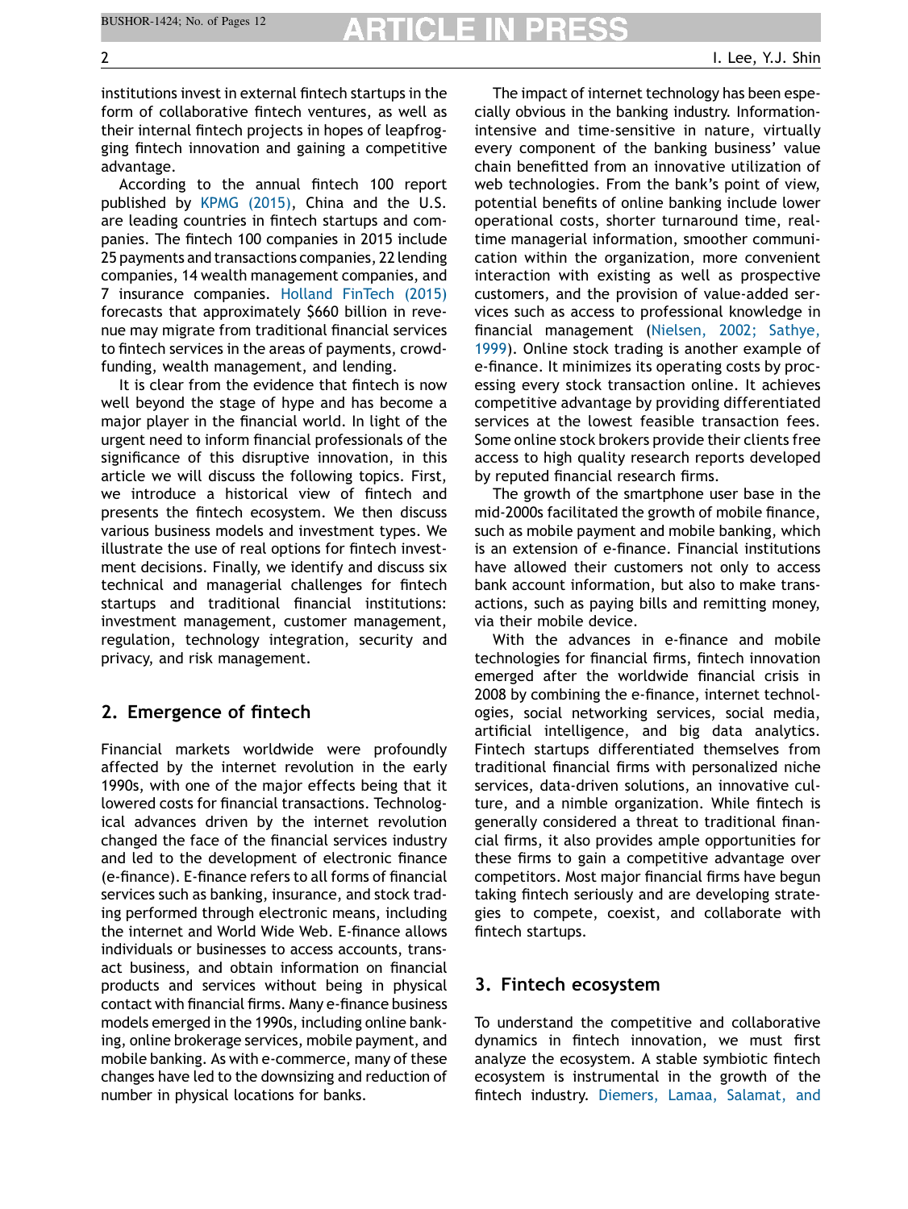institutions invest in external fintech startups in the form of collaborative fintech ventures, as well as their internal fintech projects in hopes of leapfrogging fintech innovation and gaining a competitive advantage.

According to the annual fintech 100 report published by KPMG (2015), China and the U.S. are leading countries in fintech startups and companies. The fintech 100 companies in 2015 include 25 payments and transactions companies, 22 lending companies, 14 wealth management companies, and 7 insurance companies. Holland FinTech (2015) forecasts that approximately $660 billion in revenue may migrate from traditional financial services to fintech services in the areas of payments, crowdfunding, wealth management, and lending.

It is clear from the evidence that fintech is now well beyond the stage of hype and has become a major player in the financial world. In light of the urgent need to inform financial professionals of the significance of this disruptive innovation, in this article we will discuss the following topics. First, we introduce a historical view of fintech and presents the fintech ecosystem. We then discuss various business models and investment types. We illustrate the use of real options for fintech investment decisions. Finally, we identify and discuss six technical and managerial challenges for fintech startups and traditional financial institutions: investment management, customer management, regulation, technology integration, security and privacy, and risk management.

## 2. Emergence of fintech

Financial markets worldwide were profoundly affected by the internet revolution in the early 1990s, with one of the major effects being that it lowered costs for financial transactions. Technological advances driven by the internet revolution changed the face of the financial services industry and led to the development of electronic finance (e-finance). E-finance refers to all forms of financial services such as banking, insurance, and stock trading performed through electronic means, including the internet and World Wide Web. E-finance allows individuals or businesses to access accounts, transact business, and obtain information on financial products and services without being in physical contact with financial firms. Many e-finance business models emerged in the 1990s, including online banking, online brokerage services, mobile payment, and mobile banking. As with e-commerce, many of these changes have led to the downsizing and reduction of number in physical locations for banks.

The impact of internet technology has been especially obvious in the banking industry. Information-intensive and time-sensitive in nature, virtually every component of the banking business' value chain benefitted from an innovative utilization of web technologies. From the bank's point of view, potential benefits of online banking include lower operational costs, shorter turnaround time, real-time managerial information, smoother communication within the organization, more convenient interaction with existing as well as prospective customers, and the provision of value-added services such as access to professional knowledge in financial management (Nielsen, 2002; Sathye, 1999). Online stock trading is another example of e-finance. It minimizes its operating costs by processing every stock transaction online. It achieves competitive advantage by providing differentiated services at the lowest feasible transaction fees. Some online stock brokers provide their clients free access to high quality research reports developed by reputed financial research firms.

The growth of the smartphone user base in the mid-2000s facilitated the growth of mobile finance, such as mobile payment and mobile banking, which is an extension of e-finance. Financial institutions have allowed their customers not only to access bank account information, but also to make transactions, such as paying bills and remitting money, via their mobile device.

With the advances in e-finance and mobile technologies for financial firms, fintech innovation emerged after the worldwide financial crisis in 2008 by combining the e-finance, internet technologies, social networking services, social media, artificial intelligence, and big data analytics. Fintech startups differentiated themselves from traditional financial firms with personalized niche services, data-driven solutions, an innovative culture, and a nimble organization. While fintech is generally considered a threat to traditional financial firms, it also provides ample opportunities for these firms to gain a competitive advantage over competitors. Most major financial firms have begun taking fintech seriously and are developing strategies to compete, coexist, and collaborate with fintech startups.

## 3. Fintech ecosystem

To understand the competitive and collaborative dynamics in fintech innovation, we must first analyze the ecosystem. A stable symbiotic fintech ecosystem is instrumental in the growth of the fintech industry. Diemers, Lamaa, Salamat, and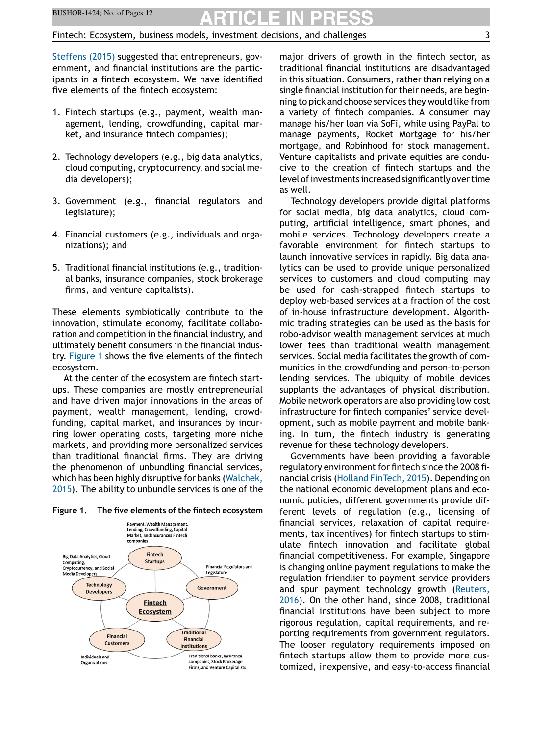Steffens (2015) suggested that entrepreneurs, government, and financial institutions are the participants in a fintech ecosystem. We have identified five elements of the fintech ecosystem:

1. Fintech startups (e.g., payment, wealth management, lending, crowdfunding, capital market, and insurance fintech companies);
2. Technology developers (e.g., big data analytics, cloud computing, cryptocurrency, and social media developers);
3. Government (e.g., financial regulators and legislature);
4. Financial customers (e.g., individuals and organizations); and
5. Traditional financial institutions (e.g., traditional banks, insurance companies, stock brokerage firms, and venture capitalists).

These elements symbiotically contribute to the innovation, stimulate economy, facilitate collaboration and competition in the financial industry, and ultimately benefit consumers in the financial industry. Figure 1 shows the five elements of the fintech ecosystem.

At the center of the ecosystem are fintech startups. These companies are mostly entrepreneurial and have driven major innovations in the areas of payment, wealth management, lending, crowdfunding, capital market, and insurances by incurring lower operating costs, targeting more niche markets, and providing more personalized services than traditional financial firms. They are driving the phenomenon of unbundling financial services, which has been highly disruptive for banks (Walchek, 2015). The ability to unbundle services is one of the major drivers of growth in the fintech sector, as traditional financial institutions are disadvantaged in this situation. Consumers, rather than relying on a single financial institution for their needs, are beginning to pick and choose services they would like from a variety of fintech companies. A consumer may manage his/her loan via SoFi, while using PayPal to manage payments, Rocket Mortgage for his/her mortgage, and Robinhood for stock management. Venture capitalists and private equities are conducive to the creation of fintech startups and the level of investments increased significantly over time as well.

**Figure 1. The five elements of the fintech ecosystem**

Technology developers provide digital platforms for social media, big data analytics, cloud computing, artificial intelligence, smart phones, and mobile services. Technology developers create a favorable environment for fintech startups to launch innovative services in rapidly. Big data analytics can be used to provide unique personalized services to customers and cloud computing may be used for cash-strapped fintech startups to deploy web-based services at a fraction of the cost of in-house infrastructure development. Algorithmic trading strategies can be used as the basis for robo-advisor wealth management services at much lower fees than traditional wealth management services. Social media facilitates the growth of communities in the crowdfunding and person-to-person lending services. The ubiquity of mobile devices supplants the advantages of physical distribution. Mobile network operators are also providing low cost infrastructure for fintech companies' service development, such as mobile payment and mobile banking. In turn, the fintech industry is generating revenue for these technology developers.

Governments have been providing a favorable regulatory environment for fintech since the 2008 financial crisis (Holland FinTech, 2015). Depending on the national economic development plans and economic policies, different governments provide different levels of regulation (e.g., licensing of financial services, relaxation of capital requirements, tax incentives) for fintech startups to stimulate fintech innovation and facilitate global financial competitiveness. For example, Singapore is changing online payment regulations to make the regulation friendlier to payment service providers and spur payment technology growth (Reuters, 2016). On the other hand, since 2008, traditional financial institutions have been subject to more rigorous regulation, capital requirements, and reporting requirements from government regulators. The looser regulatory requirements imposed on fintech startups allow them to provide more customized, inexpensive, and easy-to-access financial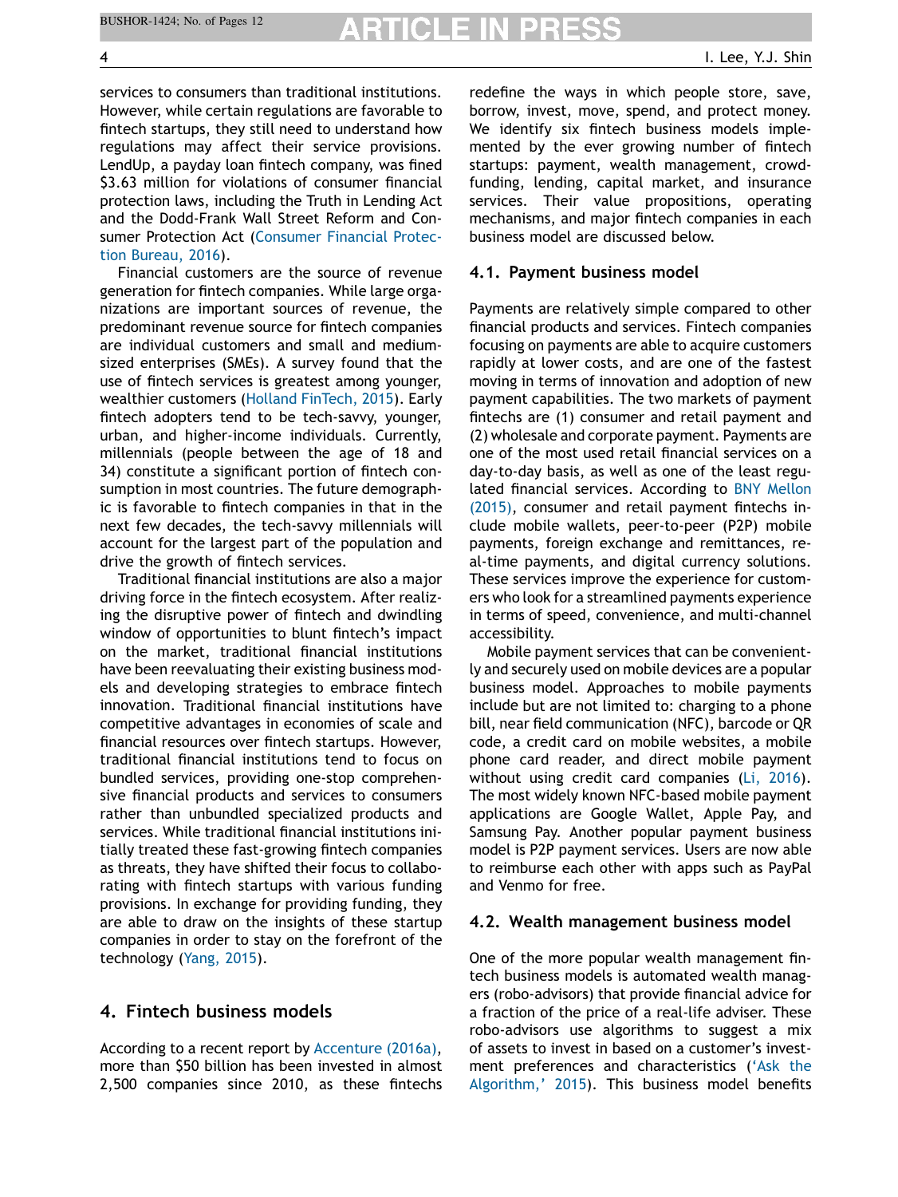services to consumers than traditional institutions. However, while certain regulations are favorable to fintech startups, they still need to understand how regulations may affect their service provisions. LendUp, a payday loan fintech company, was fined $3.63 million for violations of consumer financial protection laws, including the Truth in Lending Act and the Dodd-Frank Wall Street Reform and Consumer Protection Act (Consumer Financial Protection Bureau, 2016).

Financial customers are the source of revenue generation for fintech companies. While large organizations are important sources of revenue, the predominant revenue source for fintech companies are individual customers and small and medium-sized enterprises (SMEs). A survey found that the use of fintech services is greatest among younger, wealthier customers (Holland FinTech, 2015). Early fintech adopters tend to be tech-savvy, younger, urban, and higher-income individuals. Currently, millennials (people between the age of 18 and 34) constitute a significant portion of fintech consumption in most countries. The future demographic is favorable to fintech companies in that in the next few decades, the tech-savvy millennials will account for the largest part of the population and drive the growth of fintech services.

Traditional financial institutions are also a major driving force in the fintech ecosystem. After realizing the disruptive power of fintech and dwindling window of opportunities to blunt fintech's impact on the market, traditional financial institutions have been reevaluating their existing business models and developing strategies to embrace fintech innovation. Traditional financial institutions have competitive advantages in economies of scale and financial resources over fintech startups. However, traditional financial institutions tend to focus on bundled services, providing one-stop comprehensive financial products and services to consumers rather than unbundled specialized products and services. While traditional financial institutions initially treated these fast-growing fintech companies as threats, they have shifted their focus to collaborating with fintech startups with various funding provisions. In exchange for providing funding, they are able to draw on the insights of these startup companies in order to stay on the forefront of the technology (Yang, 2015).

## 4. Fintech business models

According to a recent report by Accenture (2016a), more than $50 billion has been invested in almost 2,500 companies since 2010, as these fintechs redefine the ways in which people store, save, borrow, invest, move, spend, and protect money. We identify six fintech business models implemented by the ever growing number of fintech startups: payment, wealth management, crowdfunding, lending, capital market, and insurance services. Their value propositions, operating mechanisms, and major fintech companies in each business model are discussed below.

### 4.1. Payment business model

Payments are relatively simple compared to other financial products and services. Fintech companies focusing on payments are able to acquire customers rapidly at lower costs, and are one of the fastest moving in terms of innovation and adoption of new payment capabilities. The two markets of payment fintechs are (1) consumer and retail payment and (2) wholesale and corporate payment. Payments are one of the most used retail financial services on a day-to-day basis, as well as one of the least regulated financial services. According to BNY Mellon (2015), consumer and retail payment fintechs include mobile wallets, peer-to-peer (P2P) mobile payments, foreign exchange and remittances, real-time payments, and digital currency solutions. These services improve the experience for customers who look for a streamlined payments experience in terms of speed, convenience, and multi-channel accessibility.

Mobile payment services that can be conveniently and securely used on mobile devices are a popular business model. Approaches to mobile payments include but are not limited to: charging to a phone bill, near field communication (NFC), barcode or QR code, a credit card on mobile websites, a mobile phone card reader, and direct mobile payment without using credit card companies (Li, 2016). The most widely known NFC-based mobile payment applications are Google Wallet, Apple Pay, and Samsung Pay. Another popular payment business model is P2P payment services. Users are now able to reimburse each other with apps such as PayPal and Venmo for free.

### 4.2. Wealth management business model

One of the more popular wealth management fintech business models is automated wealth managers (robo-advisors) that provide financial advice for a fraction of the price of a real-life adviser. These robo-advisors use algorithms to suggest a mix of assets to invest in based on a customer's investment preferences and characteristics ('Ask the Algorithm,' 2015). This business model benefits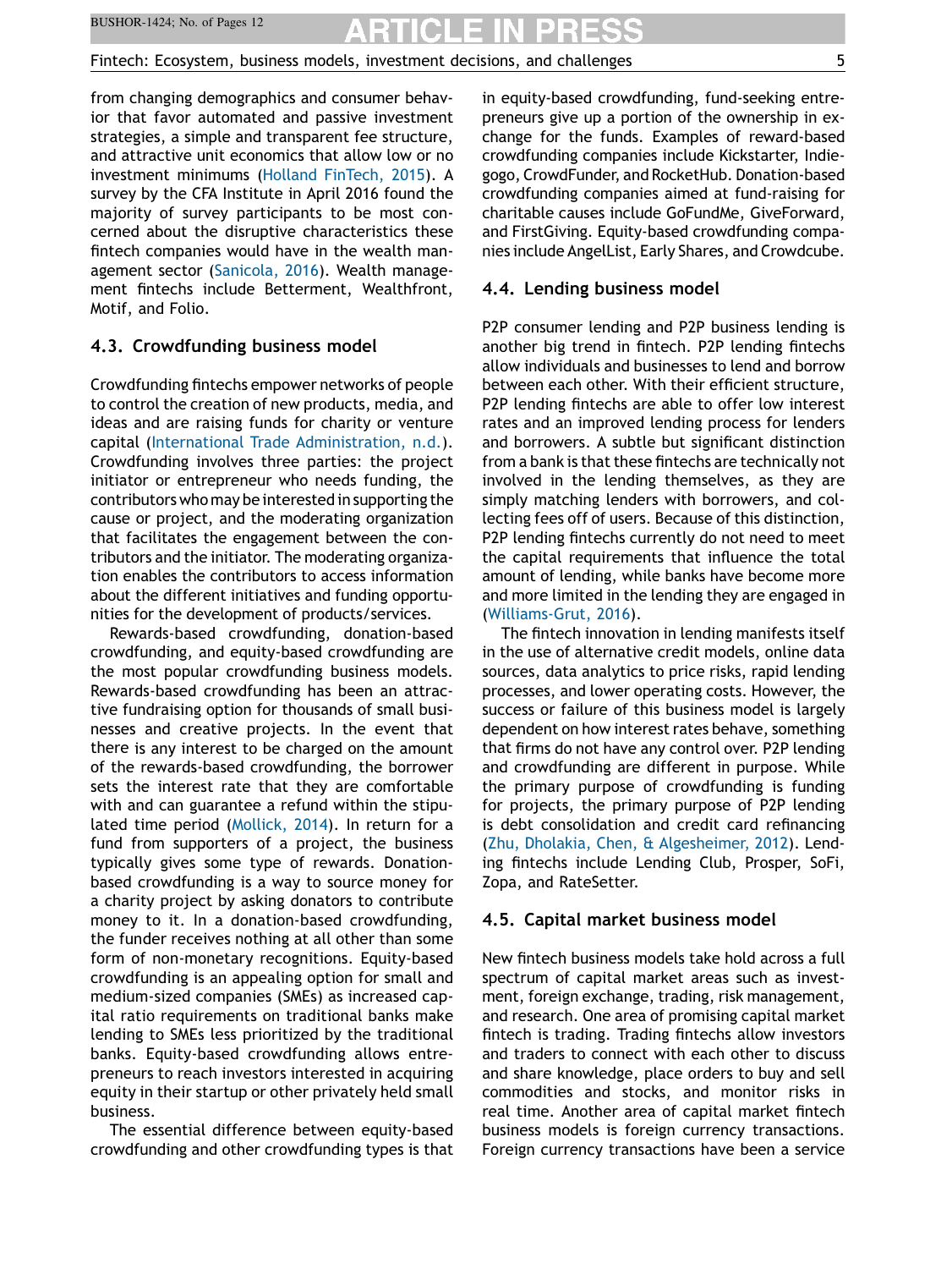from changing demographics and consumer behavior that favor automated and passive investment strategies, a simple and transparent fee structure, and attractive unit economics that allow low or no investment minimums (Holland FinTech, 2015). A survey by the CFA Institute in April 2016 found the majority of survey participants to be most concerned about the disruptive characteristics these fintech companies would have in the wealth management sector (Sanicola, 2016). Wealth management fintechs include Betterment, Wealthfront, Motif, and Folio.

### 4.3. Crowdfunding business model

Crowdfunding fintechs empower networks of people to control the creation of new products, media, and ideas and are raising funds for charity or venture capital (International Trade Administration, n.d.). Crowdfunding involves three parties: the project initiator or entrepreneur who needs funding, the contributors who may be interested in supporting the cause or project, and the moderating organization that facilitates the engagement between the contributors and the initiator. The moderating organization enables the contributors to access information about the different initiatives and funding opportunities for the development of products/services.

Rewards-based crowdfunding, donation-based crowdfunding, and equity-based crowdfunding are the most popular crowdfunding business models. Rewards-based crowdfunding has been an attractive fundraising option for thousands of small businesses and creative projects. In the event that there is any interest to be charged on the amount of the rewards-based crowdfunding, the borrower sets the interest rate that they are comfortable with and can guarantee a refund within the stipulated time period (Mollick, 2014). In return for a fund from supporters of a project, the business typically gives some type of rewards. Donation-based crowdfunding is a way to source money for a charity project by asking donators to contribute money to it. In a donation-based crowdfunding, the funder receives nothing at all other than some form of non-monetary recognitions. Equity-based crowdfunding is an appealing option for small and medium-sized companies (SMEs) as increased capital ratio requirements on traditional banks make lending to SMEs less prioritized by the traditional banks. Equity-based crowdfunding allows entrepreneurs to reach investors interested in acquiring equity in their startup or other privately held small business.

The essential difference between equity-based crowdfunding and other crowdfunding types is that in equity-based crowdfunding, fund-seeking entrepreneurs give up a portion of the ownership in exchange for the funds. Examples of reward-based crowdfunding companies include Kickstarter, Indiegogo, CrowdFunder, and RocketHub. Donation-based crowdfunding companies aimed at fund-raising for charitable causes include GoFundMe, GiveForward, and FirstGiving. Equity-based crowdfunding companies include AngelList, Early Shares, and Crowdcube.

### 4.4. Lending business model

P2P consumer lending and P2P business lending is another big trend in fintech. P2P lending fintechs allow individuals and businesses to lend and borrow between each other. With their efficient structure, P2P lending fintechs are able to offer low interest rates and an improved lending process for lenders and borrowers. A subtle but significant distinction from a bank is that these fintechs are technically not involved in the lending themselves, as they are simply matching lenders with borrowers, and collecting fees off of users. Because of this distinction, P2P lending fintechs currently do not need to meet the capital requirements that influence the total amount of lending, while banks have become more and more limited in the lending they are engaged in (Williams-Grut, 2016).

The fintech innovation in lending manifests itself in the use of alternative credit models, online data sources, data analytics to price risks, rapid lending processes, and lower operating costs. However, the success or failure of this business model is largely dependent on how interest rates behave, something that firms do not have any control over. P2P lending and crowdfunding are different in purpose. While the primary purpose of crowdfunding is funding for projects, the primary purpose of P2P lending is debt consolidation and credit card refinancing (Zhu, Dholakia, Chen, & Algesheimer, 2012). Lending fintechs include Lending Club, Prosper, SoFi, Zopa, and RateSetter.

### 4.5. Capital market business model

New fintech business models take hold across a full spectrum of capital market areas such as investment, foreign exchange, trading, risk management, and research. One area of promising capital market fintech is trading. Trading fintechs allow investors and traders to connect with each other to discuss and share knowledge, place orders to buy and sell commodities and stocks, and monitor risks in real time. Another area of capital market fintech business models is foreign currency transactions. Foreign currency transactions have been a service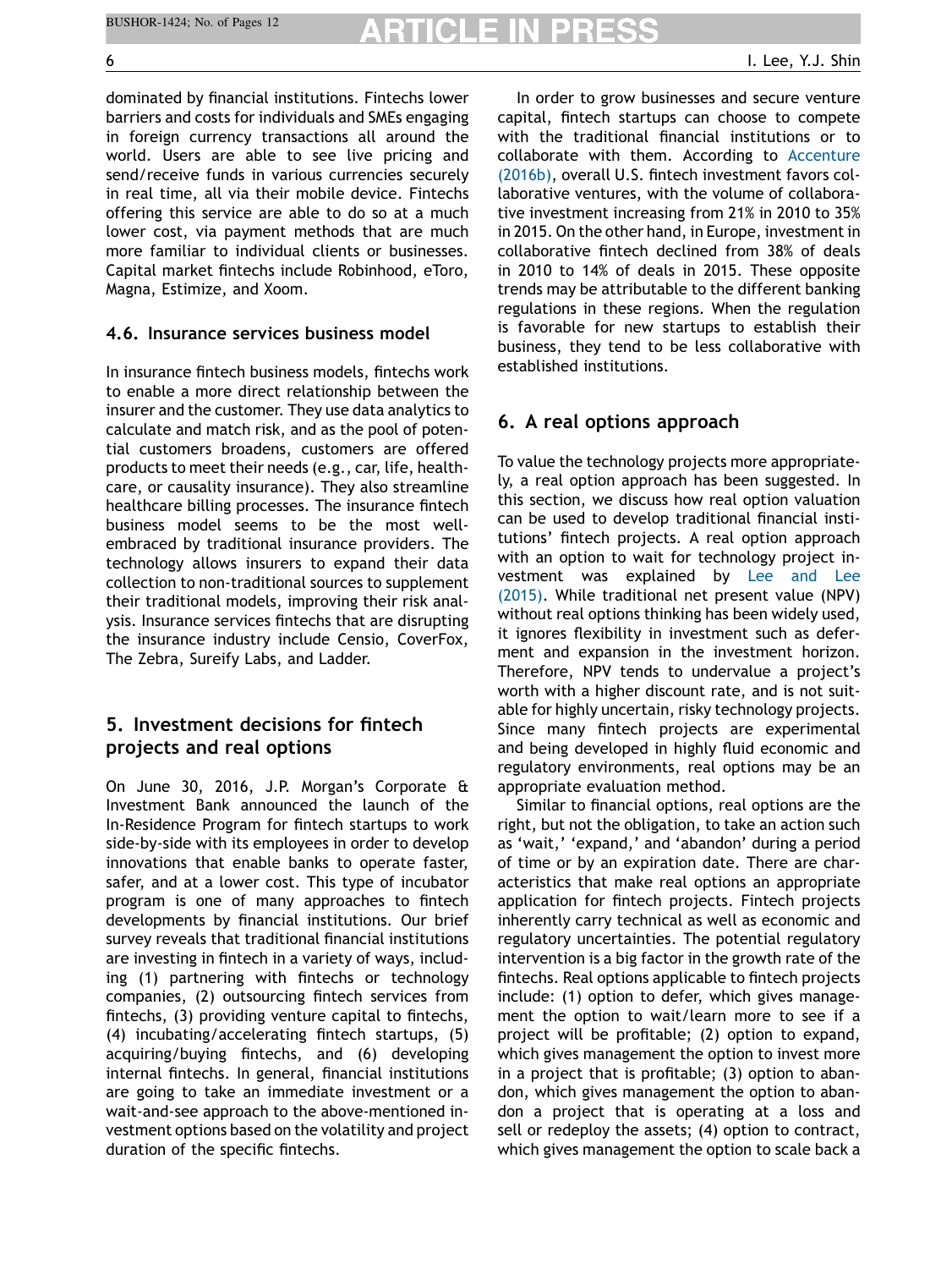dominated by financial institutions. Fintechs lower barriers and costs for individuals and SMEs engaging in foreign currency transactions all around the world. Users are able to see live pricing and send/receive funds in various currencies securely in real time, all via their mobile device. Fintechs offering this service are able to do so at a much lower cost, via payment methods that are much more familiar to individual clients or businesses. Capital market fintechs include Robinhood, eToro, Magna, Estimize, and Xoom.

### 4.6. Insurance services business model

In insurance fintech business models, fintechs work to enable a more direct relationship between the insurer and the customer. They use data analytics to calculate and match risk, and as the pool of potential customers broadens, customers are offered products to meet their needs (e.g., car, life, healthcare, or causality insurance). They also streamline healthcare billing processes. The insurance fintech business model seems to be the most well-embraced by traditional insurance providers. The technology allows insurers to expand their data collection to non-traditional sources to supplement their traditional models, improving their risk analysis. Insurance services fintechs that are disrupting the insurance industry include Censio, CoverFox, The Zebra, Sureify Labs, and Ladder.

## 5. Investment decisions for fintech projects and real options

On June 30, 2016, J.P. Morgan's Corporate & Investment Bank announced the launch of the In-Residence Program for fintech startups to work side-by-side with its employees in order to develop innovations that enable banks to operate faster, safer, and at a lower cost. This type of incubator program is one of many approaches to fintech developments by financial institutions. Our brief survey reveals that traditional financial institutions are investing in fintech in a variety of ways, including (1) partnering with fintechs or technology companies, (2) outsourcing fintech services from fintechs, (3) providing venture capital to fintechs, (4) incubating/accelerating fintech startups, (5) acquiring/buying fintechs, and (6) developing internal fintechs. In general, financial institutions are going to take an immediate investment or a wait-and-see approach to the above-mentioned investment options based on the volatility and project duration of the specific fintechs.

In order to grow businesses and secure venture capital, fintech startups can choose to compete with the traditional financial institutions or to collaborate with them. According to Accenture (2016b), overall U.S. fintech investment favors collaborative ventures, with the volume of collaborative investment increasing from 21% in 2010 to 35% in 2015. On the other hand, in Europe, investment in collaborative fintech declined from 38% of deals in 2010 to 14% of deals in 2015. These opposite trends may be attributable to the different banking regulations in these regions. When the regulation is favorable for new startups to establish their business, they tend to be less collaborative with established institutions.

## 6. A real options approach

To value the technology projects more appropriately, a real option approach has been suggested. In this section, we discuss how real option valuation can be used to develop traditional financial institutions' fintech projects. A real option approach with an option to wait for technology project investment was explained by Lee and Lee (2015). While traditional net present value (NPV) without real options thinking has been widely used, it ignores flexibility in investment such as deferment and expansion in the investment horizon. Therefore, NPV tends to undervalue a project's worth with a higher discount rate, and is not suitable for highly uncertain, risky technology projects. Since many fintech projects are experimental and being developed in highly fluid economic and regulatory environments, real options may be an appropriate evaluation method.

Similar to financial options, real options are the right, but not the obligation, to take an action such as 'wait,' 'expand,' and 'abandon' during a period of time or by an expiration date. There are characteristics that make real options an appropriate application for fintech projects. Fintech projects inherently carry technical as well as economic and regulatory uncertainties. The potential regulatory intervention is a big factor in the growth rate of the fintechs. Real options applicable to fintech projects include: (1) option to defer, which gives management the option to wait/learn more to see if a project will be profitable; (2) option to expand, which gives management the option to invest more in a project that is profitable; (3) option to abandon, which gives management the option to abandon a project that is operating at a loss and sell or redeploy the assets; (4) option to contract, which gives management the option to scale back a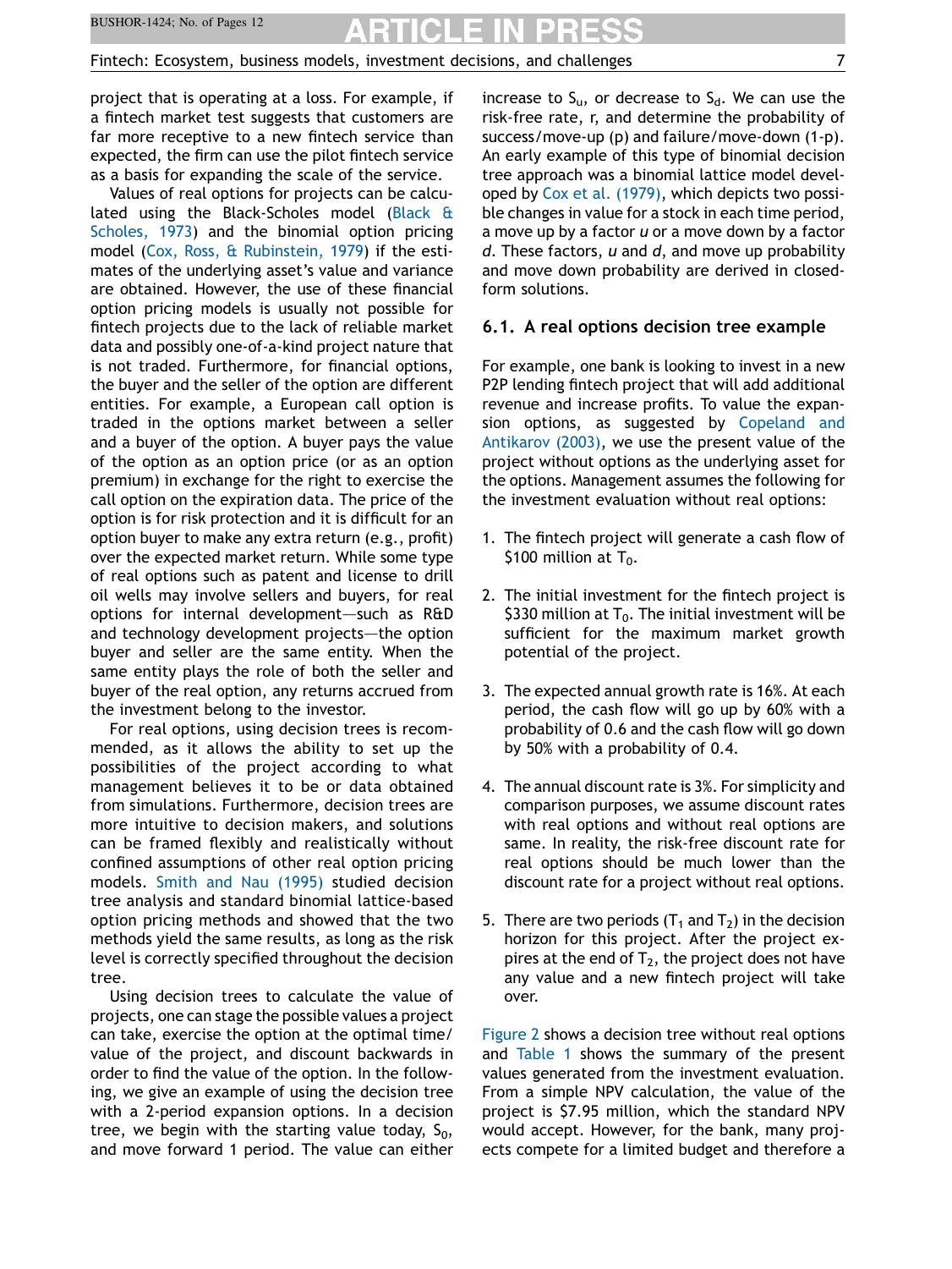project that is operating at a loss. For example, if a fintech market test suggests that customers are far more receptive to a new fintech service than expected, the firm can use the pilot fintech service as a basis for expanding the scale of the service.

Values of real options for projects can be calculated using the Black-Scholes model (Black & Scholes, 1973) and the binomial option pricing model (Cox, Ross, & Rubinstein, 1979) if the estimates of the underlying asset's value and variance are obtained. However, the use of these financial option pricing models is usually not possible for fintech projects due to the lack of reliable market data and possibly one-of-a-kind project nature that is not traded. Furthermore, for financial options, the buyer and the seller of the option are different entities. For example, a European call option is traded in the options market between a seller and a buyer of the option. A buyer pays the value of the option as an option price (or as an option premium) in exchange for the right to exercise the call option on the expiration data. The price of the option is for risk protection and it is difficult for an option buyer to make any extra return (e.g., profit) over the expected market return. While some type of real options such as patent and license to drill oil wells may involve sellers and buyers, for real options for internal development—such as R&D and technology development projects—the option buyer and seller are the same entity. When the same entity plays the role of both the seller and buyer of the real option, any returns accrued from the investment belong to the investor.

For real options, using decision trees is recommended, as it allows the ability to set up the possibilities of the project according to what management believes it to be or data obtained from simulations. Furthermore, decision trees are more intuitive to decision makers, and solutions can be framed flexibly and realistically without confined assumptions of other real option pricing models. Smith and Nau (1995) studied decision tree analysis and standard binomial lattice-based option pricing methods and showed that the two methods yield the same results, as long as the risk level is correctly specified throughout the decision tree.

Using decision trees to calculate the value of projects, one can stage the possible values a project can take, exercise the option at the optimal time/value of the project, and discount backwards in order to find the value of the option. In the following, we give an example of using the decision tree with a 2-period expansion options. In a decision tree, we begin with the starting value today, $S_0$, and move forward 1 period. The value can either increase to $S_u$, or decrease to $S_d$. We can use the risk-free rate, r, and determine the probability of success/move-up (p) and failure/move-down (1-p). An early example of this type of binomial decision tree approach was a binomial lattice model developed by Cox et al. (1979), which depicts two possible changes in value for a stock in each time period, a move up by a factor $u$ or a move down by a factor $d$. These factors, $u$ and $d$, and move up probability and move down probability are derived in closed-form solutions.

### 6.1. A real options decision tree example

For example, one bank is looking to invest in a new P2P lending fintech project that will add additional revenue and increase profits. To value the expansion options, as suggested by Copeland and Antikarov (2003), we use the present value of the project without options as the underlying asset for the options. Management assumes the following for the investment evaluation without real options:

1. The fintech project will generate a cash flow of \$100 million at $T_0$.
2. The initial investment for the fintech project is \$330 million at $T_0$. The initial investment will be sufficient for the maximum market growth potential of the project.
3. The expected annual growth rate is 16%. At each period, the cash flow will go up by 60% with a probability of 0.6 and the cash flow will go down by 50% with a probability of 0.4.
4. The annual discount rate is 3%. For simplicity and comparison purposes, we assume discount rates with real options and without real options are same. In reality, the risk-free discount rate for real options should be much lower than the discount rate for a project without real options.
5. There are two periods ($T_1$ and $T_2$) in the decision horizon for this project. After the project expires at the end of $T_2$, the project does not have any value and a new fintech project will take over.

Figure 2 shows a decision tree without real options and Table 1 shows the summary of the present values generated from the investment evaluation. From a simple NPV calculation, the value of the project is \$7.95 million, which the standard NPV would accept. However, for the bank, many projects compete for a limited budget and therefore a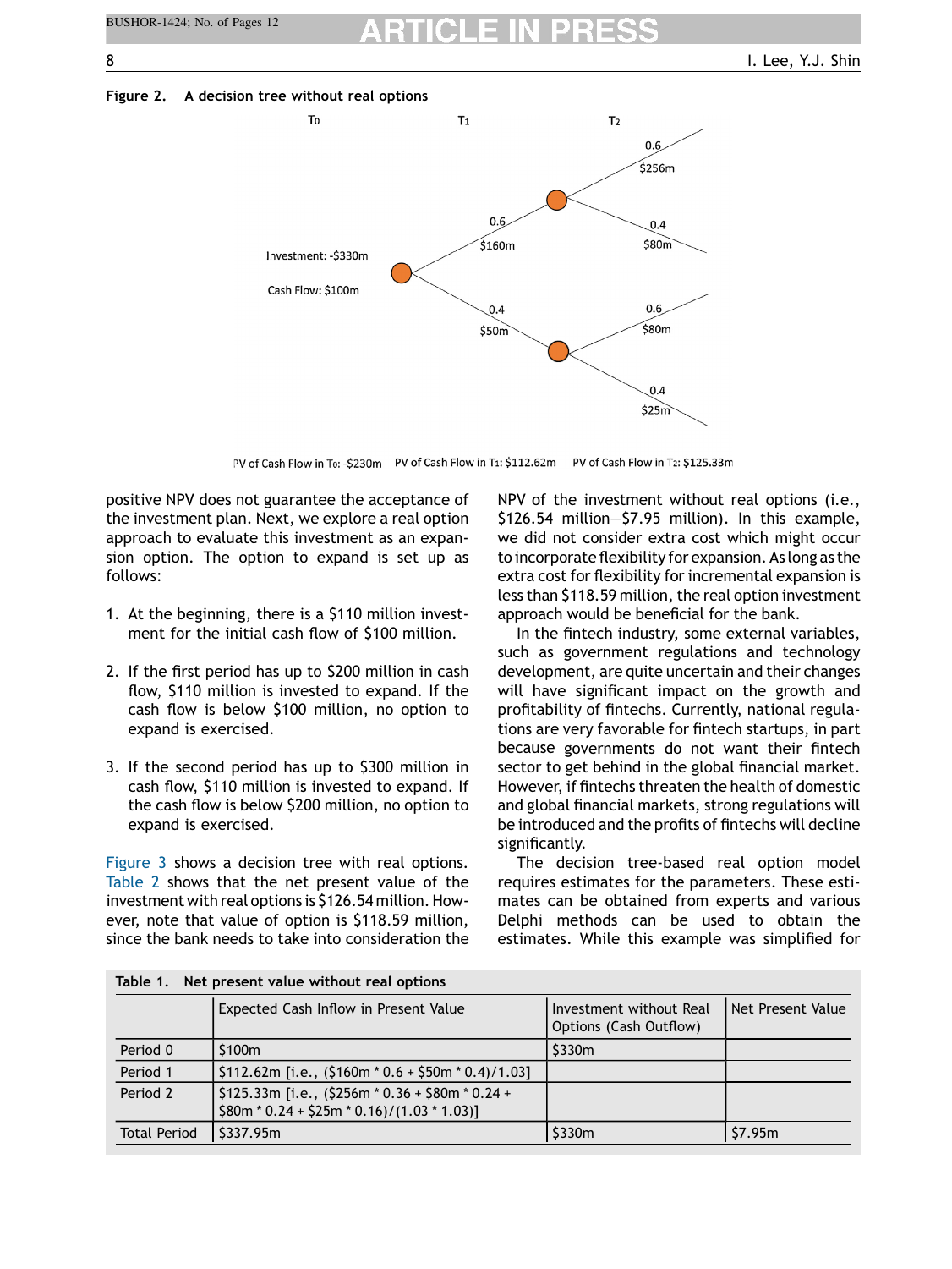**Figure 2. A decision tree without real options**

T0 T1 T2

Investment: -$330m

Cash Flow: $100m

0.6 $160m

0.4 $50m

0.6 $256m

0.4 $80m

0.6 $80m

0.4 $25m

PV of Cash Flow in T0: -$230m PV of Cash Flow in T1: $112.62m PV of Cash Flow in T2: $125.33m

positive NPV does not guarantee the acceptance of the investment plan. Next, we explore a real option approach to evaluate this investment as an expansion option. The option to expand is set up as follows:

1. At the beginning, there is a $110 million investment for the initial cash flow of $100 million.

2. If the first period has up to $200 million in cash flow, $110 million is invested to expand. If the cash flow is below $100 million, no option to expand is exercised.

3. If the second period has up to $300 million in cash flow, $110 million is invested to expand. If the cash flow is below $200 million, no option to expand is exercised.

Figure 3 shows a decision tree with real options. Table 2 shows that the net present value of the investment with real options is $126.54 million. However, note that value of option is $118.59 million, since the bank needs to take into consideration the NPV of the investment without real options (i.e., $126.54 million—$7.95 million). In this example, we did not consider extra cost which might occur to incorporate flexibility for expansion. As long as the extra cost for flexibility for incremental expansion is less than $118.59 million, the real option investment approach would be beneficial for the bank.

In the fintech industry, some external variables, such as government regulations and technology development, are quite uncertain and their changes will have significant impact on the growth and profitability of fintechs. Currently, national regulations are very favorable for fintech startups, in part because governments do not want their fintech sector to get behind in the global financial market. However, if fintechs threaten the health of domestic and global financial markets, strong regulations will be introduced and the profits of fintechs will decline significantly.

The decision tree-based real option model requires estimates for the parameters. These estimates can be obtained from experts and various Delphi methods can be used to obtain the estimates. While this example was simplified for

**Table 1. Net present value without real options**

| | Expected Cash Inflow in Present Value | Investment without Real Options (Cash Outflow) | Net Present Value |
|---|---|---|---|
| Period 0 | $100m | $330m | |
| Period 1 | $112.62m [i.e., ($160m * 0.6 + $50m * 0.4)/1.03] | | |
| Period 2 | $125.33m [i.e., ($256m * 0.36 + $80m * 0.24 + $80m * 0.24 + $25m * 0.16)/(1.03 * 1.03)] | | |
| Total Period | $337.95m | $330m | $7.95m |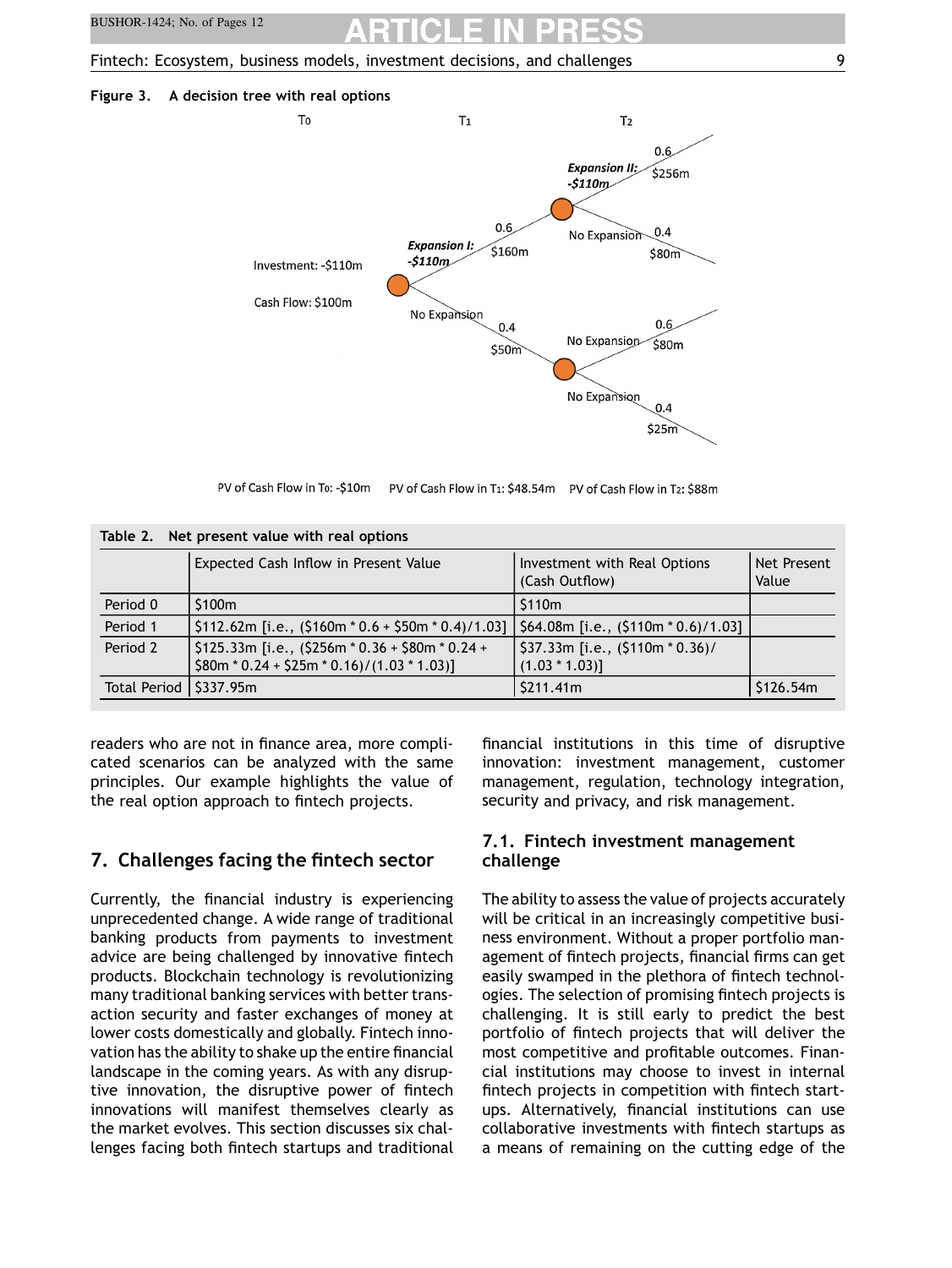**Figure 3. A decision tree with real options**

T0 T1 T2

Investment: -$110m

Cash Flow: $100m

Expansion I: -$110m

0.6 $160m

No Expansion 0.4 $50m

Expansion II: -$110m

0.6 $256m

No Expansion 0.4 $80m

No Expansion 0.6 $80m

No Expansion 0.4 $25m

PV of Cash Flow in T0: -$10m PV of Cash Flow in T1: $48.54m PV of Cash Flow in T2: $88m

**Table 2. Net present value with real options**

| | Expected Cash Inflow in Present Value | Investment with Real Options (Cash Outflow) | Net Present Value |
|---|---|---|---|
| Period 0 | $100m | $110m | |
| Period 1 | $112.62m [i.e., ($160m * 0.6 + $50m * 0.4)/1.03] | $64.08m [i.e., ($110m * 0.6)/1.03] | |
| Period 2 | $125.33m [i.e., ($256m * 0.36 + $80m * 0.24 + $80m * 0.24 + $25m * 0.16)/(1.03 * 1.03)] | $37.33m [i.e., ($110m * 0.36)/(1.03 * 1.03)] | |
| Total Period | $337.95m | $211.41m | $126.54m |

readers who are not in finance area, more complicated scenarios can be analyzed with the same principles. Our example highlights the value of the real option approach to fintech projects.

## 7. Challenges facing the fintech sector

Currently, the financial industry is experiencing unprecedented change. A wide range of traditional banking products from payments to investment advice are being challenged by innovative fintech products. Blockchain technology is revolutionizing many traditional banking services with better transaction security and faster exchanges of money at lower costs domestically and globally. Fintech innovation has the ability to shake up the entire financial landscape in the coming years. As with any disruptive innovation, the disruptive power of fintech innovations will manifest themselves clearly as the market evolves. This section discusses six challenges facing both fintech startups and traditional financial institutions in this time of disruptive innovation: investment management, customer management, regulation, technology integration, security and privacy, and risk management.

### 7.1. Fintech investment management challenge

The ability to assess the value of projects accurately will be critical in an increasingly competitive business environment. Without a proper portfolio management of fintech projects, financial firms can get easily swamped in the plethora of fintech technologies. The selection of promising fintech projects is challenging. It is still early to predict the best portfolio of fintech projects that will deliver the most competitive and profitable outcomes. Financial institutions may choose to invest in internal fintech projects in competition with fintech startups. Alternatively, financial institutions can use collaborative investments with fintech startups as a means of remaining on the cutting edge of the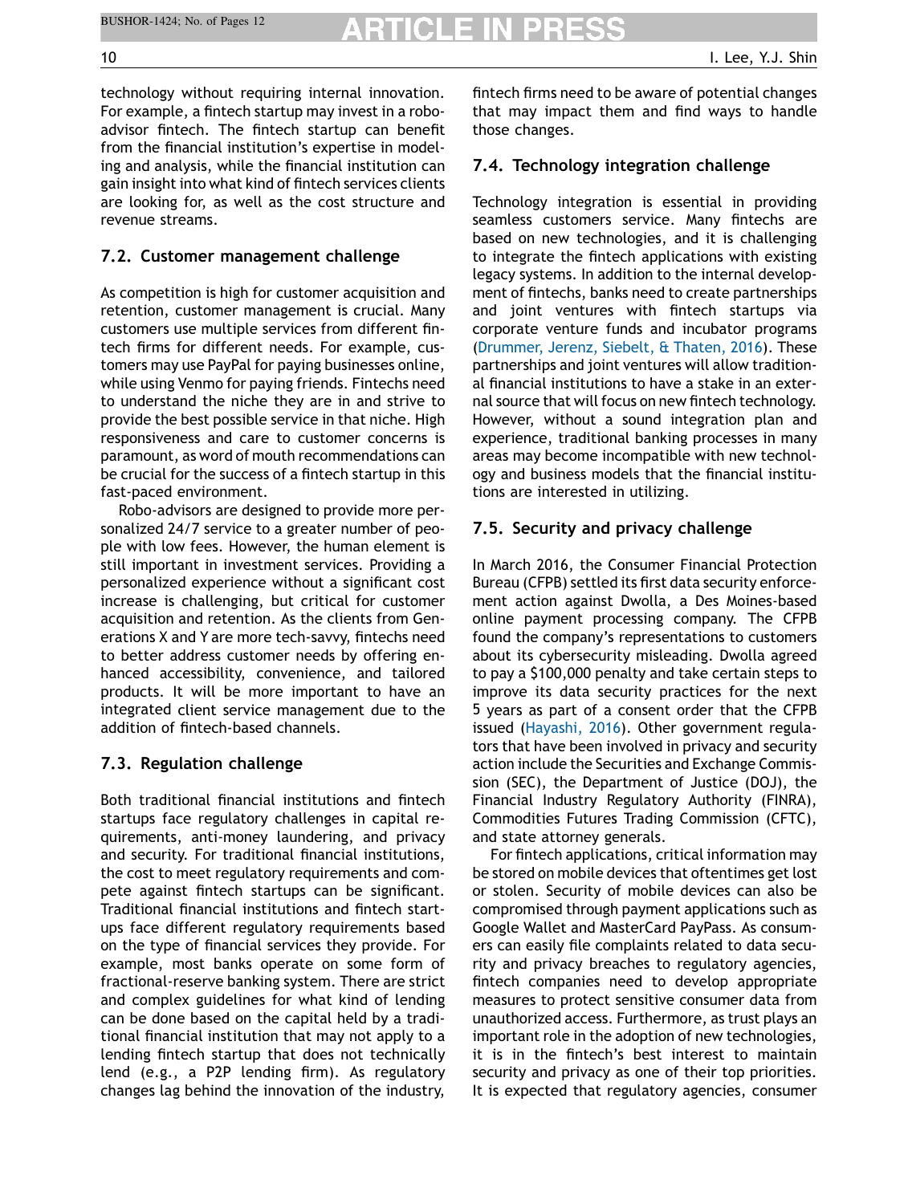technology without requiring internal innovation. For example, a fintech startup may invest in a robo-advisor fintech. The fintech startup can benefit from the financial institution's expertise in modeling and analysis, while the financial institution can gain insight into what kind of fintech services clients are looking for, as well as the cost structure and revenue streams.

### 7.2. Customer management challenge

As competition is high for customer acquisition and retention, customer management is crucial. Many customers use multiple services from different fintech firms for different needs. For example, customers may use PayPal for paying businesses online, while using Venmo for paying friends. Fintechs need to understand the niche they are in and strive to provide the best possible service in that niche. High responsiveness and care to customer concerns is paramount, as word of mouth recommendations can be crucial for the success of a fintech startup in this fast-paced environment.

Robo-advisors are designed to provide more personalized 24/7 service to a greater number of people with low fees. However, the human element is still important in investment services. Providing a personalized experience without a significant cost increase is challenging, but critical for customer acquisition and retention. As the clients from Generations X and Y are more tech-savvy, fintechs need to better address customer needs by offering enhanced accessibility, convenience, and tailored products. It will be more important to have an integrated client service management due to the addition of fintech-based channels.

### 7.3. Regulation challenge

Both traditional financial institutions and fintech startups face regulatory challenges in capital requirements, anti-money laundering, and privacy and security. For traditional financial institutions, the cost to meet regulatory requirements and compete against fintech startups can be significant. Traditional financial institutions and fintech startups face different regulatory requirements based on the type of financial services they provide. For example, most banks operate on some form of fractional-reserve banking system. There are strict and complex guidelines for what kind of lending can be done based on the capital held by a traditional financial institution that may not apply to a lending fintech startup that does not technically lend (e.g., a P2P lending firm). As regulatory changes lag behind the innovation of the industry, fintech firms need to be aware of potential changes that may impact them and find ways to handle those changes.

### 7.4. Technology integration challenge

Technology integration is essential in providing seamless customers service. Many fintechs are based on new technologies, and it is challenging to integrate the fintech applications with existing legacy systems. In addition to the internal development of fintechs, banks need to create partnerships and joint ventures with fintech startups via corporate venture funds and incubator programs (Drummer, Jerenz, Siebelt, & Thaten, 2016). These partnerships and joint ventures will allow traditional financial institutions to have a stake in an external source that will focus on new fintech technology. However, without a sound integration plan and experience, traditional banking processes in many areas may become incompatible with new technology and business models that the financial institutions are interested in utilizing.

### 7.5. Security and privacy challenge

In March 2016, the Consumer Financial Protection Bureau (CFPB) settled its first data security enforcement action against Dwolla, a Des Moines-based online payment processing company. The CFPB found the company's representations to customers about its cybersecurity misleading. Dwolla agreed to pay a $100,000 penalty and take certain steps to improve its data security practices for the next 5 years as part of a consent order that the CFPB issued (Hayashi, 2016). Other government regulators that have been involved in privacy and security action include the Securities and Exchange Commission (SEC), the Department of Justice (DOJ), the Financial Industry Regulatory Authority (FINRA), Commodities Futures Trading Commission (CFTC), and state attorney generals.

For fintech applications, critical information may be stored on mobile devices that oftentimes get lost or stolen. Security of mobile devices can also be compromised through payment applications such as Google Wallet and MasterCard PayPass. As consumers can easily file complaints related to data security and privacy breaches to regulatory agencies, fintech companies need to develop appropriate measures to protect sensitive consumer data from unauthorized access. Furthermore, as trust plays an important role in the adoption of new technologies, it is in the fintech's best interest to maintain security and privacy as one of their top priorities. It is expected that regulatory agencies, consumer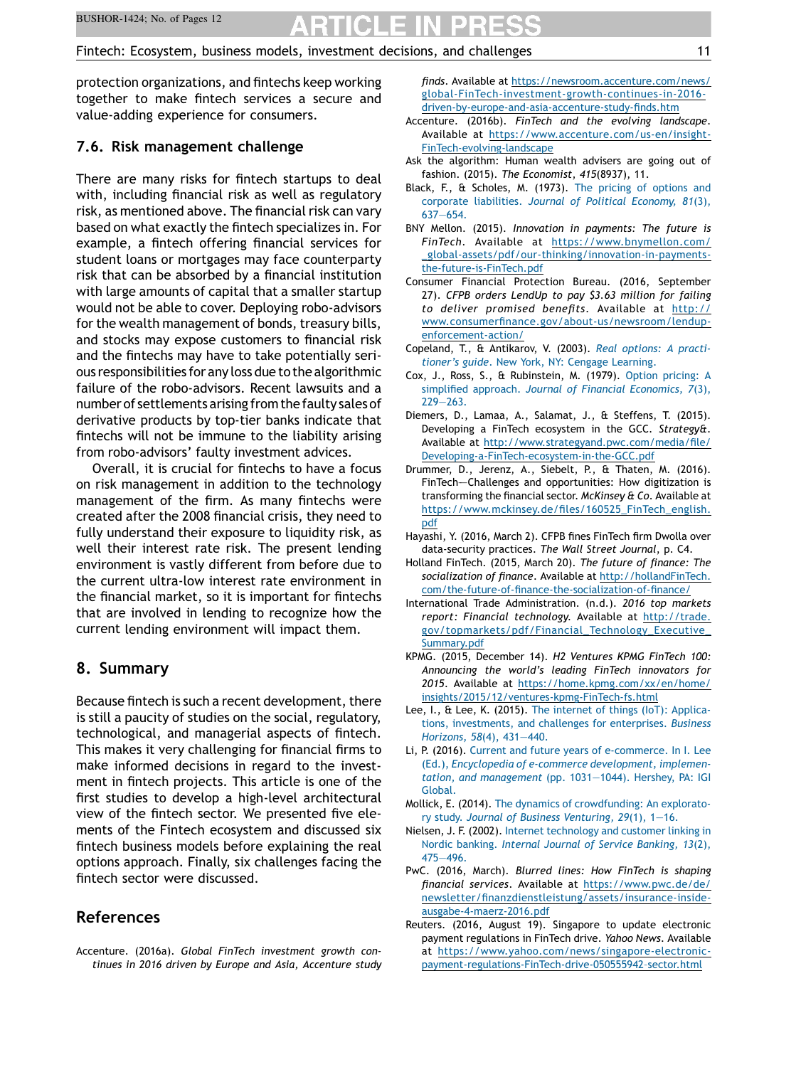protection organizations, and fintechs keep working together to make fintech services a secure and value-adding experience for consumers.

### 7.6. Risk management challenge

There are many risks for fintech startups to deal with, including financial risk as well as regulatory risk, as mentioned above. The financial risk can vary based on what exactly the fintech specializes in. For example, a fintech offering financial services for student loans or mortgages may face counterparty risk that can be absorbed by a financial institution with large amounts of capital that a smaller startup would not be able to cover. Deploying robo-advisors for the wealth management of bonds, treasury bills, and stocks may expose customers to financial risk and the fintechs may have to take potentially serious responsibilities for any loss due to the algorithmic failure of the robo-advisors. Recent lawsuits and a number of settlements arising from the faulty sales of derivative products by top-tier banks indicate that fintechs will not be immune to the liability arising from robo-advisors' faulty investment advices.

Overall, it is crucial for fintechs to have a focus on risk management in addition to the technology management of the firm. As many fintechs were created after the 2008 financial crisis, they need to fully understand their exposure to liquidity risk, as well their interest rate risk. The present lending environment is vastly different from before due to the current ultra-low interest rate environment in the financial market, so it is important for fintechs that are involved in lending to recognize how the current lending environment will impact them.

## 8. Summary

Because fintech is such a recent development, there is still a paucity of studies on the social, regulatory, technological, and managerial aspects of fintech. This makes it very challenging for financial firms to make informed decisions in regard to the investment in fintech projects. This article is one of the first studies to develop a high-level architectural view of the fintech sector. We presented five elements of the Fintech ecosystem and discussed six fintech business models before explaining the real options approach. Finally, six challenges facing the fintech sector were discussed.

## References

Accenture. (2016a). *Global FinTech investment growth continues in 2016 driven by Europe and Asia, Accenture study finds*. Available at https://newsroom.accenture.com/news/global-FinTech-investment-growth-continues-in-2016-driven-by-europe-and-asia-accenture-study-finds.htm

Accenture. (2016b). *FinTech and the evolving landscape*. Available at https://www.accenture.com/us-en/insight-FinTech-evolving-landscape

Ask the algorithm: Human wealth advisers are going out of fashion. (2015). *The Economist*, *415*(8937), 11.

Black, F., & Scholes, M. (1973). The pricing of options and corporate liabilities. *Journal of Political Economy, 81*(3), 637–654.

BNY Mellon. (2015). *Innovation in payments: The future is FinTech*. Available at https://www.bnymellon.com/_global-assets/pdf/our-thinking/innovation-in-payments-the-future-is-FinTech.pdf

Consumer Financial Protection Bureau. (2016, September 27). *CFPB orders LendUp to pay $3.63 million for failing to deliver promised benefits*. Available at http://www.consumerfinance.gov/about-us/newsroom/lendup-enforcement-action/

Copeland, T., & Antikarov, V. (2003). *Real options: A practitioner's guide*. New York, NY: Cengage Learning.

Cox, J., Ross, S., & Rubinstein, M. (1979). Option pricing: A simplified approach. *Journal of Financial Economics, 7*(3), 229–263.

Diemers, D., Lamaa, A., Salamat, J., & Steffens, T. (2015). Developing a FinTech ecosystem in the GCC. *Strategy&*. Available at http://www.strategyand.pwc.com/media/file/Developing-a-FinTech-ecosystem-in-the-GCC.pdf

Drummer, D., Jerenz, A., Siebelt, P., & Thaten, M. (2016). FinTech—Challenges and opportunities: How digitization is transforming the financial sector. *McKinsey & Co*. Available at https://www.mckinsey.de/files/160525_FinTech_english.pdf

Hayashi, Y. (2016, March 2). CFPB fines FinTech firm Dwolla over data-security practices. *The Wall Street Journal*, p. C4.

Holland FinTech. (2015, March 20). *The future of finance: The socialization of finance*. Available at http://hollandFinTech.com/the-future-of-finance-the-socialization-of-finance/

International Trade Administration. (n.d.). *2016 top markets report: Financial technology*. Available at http://trade.gov/topmarkets/pdf/Financial_Technology_Executive_Summary.pdf

KPMG. (2015, December 14). *H2 Ventures KPMG FinTech 100: Announcing the world's leading FinTech innovators for 2015*. Available at https://home.kpmg.com/xx/en/home/insights/2015/12/ventures-kpmg-FinTech-fs.html

Lee, I., & Lee, K. (2015). The internet of things (IoT): Applications, investments, and challenges for enterprises. *Business Horizons, 58*(4), 431–440.

Li, P. (2016). Current and future years of e-commerce. In I. Lee (Ed.), *Encyclopedia of e-commerce development, implementation, and management* (pp. 1031–1044). Hershey, PA: IGI Global.

Mollick, E. (2014). The dynamics of crowdfunding: An exploratory study. *Journal of Business Venturing, 29*(1), 1–16.

Nielsen, J. F. (2002). Internet technology and customer linking in Nordic banking. *Internal Journal of Service Banking, 13*(2), 475–496.

PwC. (2016, March). *Blurred lines: How FinTech is shaping financial services*. Available at https://www.pwc.de/de/newsletter/finanzdienstleistung/assets/insurance-inside-ausgabe-4-maerz-2016.pdf

Reuters. (2016, August 19). Singapore to update electronic payment regulations in FinTech drive. *Yahoo News*. Available at https://www.yahoo.com/news/singapore-electronic-payment-regulations-FinTech-drive-050555942-sector.html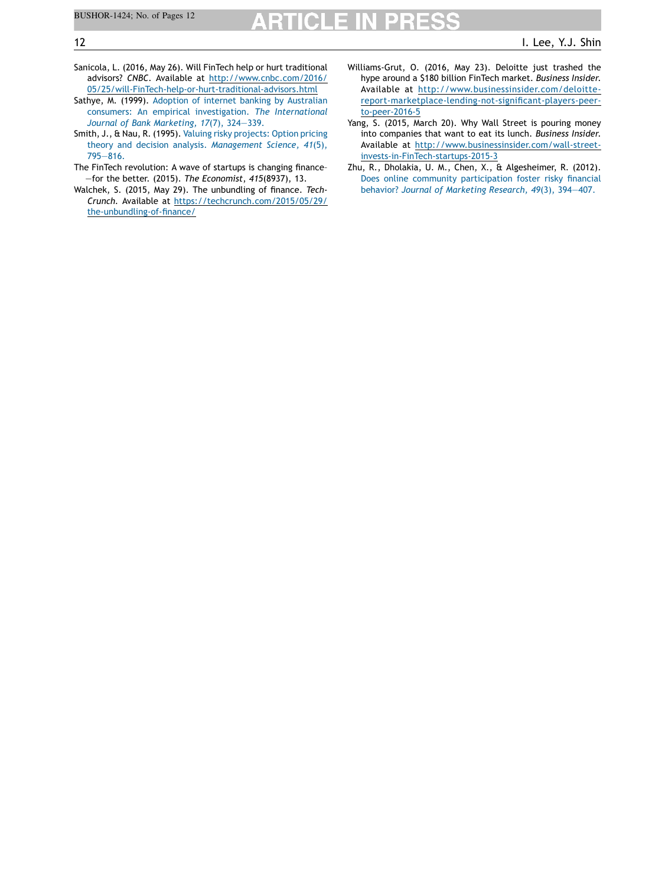Sanicola, L. (2016, May 26). Will FinTech help or hurt traditional advisors? *CNBC*. Available at http://www.cnbc.com/2016/05/25/will-FinTech-help-or-hurt-traditional-advisors.html

Sathye, M. (1999). Adoption of internet banking by Australian consumers: An empirical investigation. *The International Journal of Bank Marketing*, *17*(7), 324–339.

Smith, J., & Nau, R. (1995). Valuing risky projects: Option pricing theory and decision analysis. *Management Science*, *41*(5), 795–816.

The FinTech revolution: A wave of startups is changing finance—for the better. (2015). *The Economist*, *415*(8937), 13.

Walchek, S. (2015, May 29). The unbundling of finance. *TechCrunch*. Available at https://techcrunch.com/2015/05/29/the-unbundling-of-finance/

Williams-Grut, O. (2016, May 23). Deloitte just trashed the hype around a $180 billion FinTech market. *Business Insider*. Available at http://www.businessinsider.com/deloitte-report-marketplace-lending-not-significant-players-peer-to-peer-2016-5

Yang, S. (2015, March 20). Why Wall Street is pouring money into companies that want to eat its lunch. *Business Insider*. Available at http://www.businessinsider.com/wall-street-invests-in-FinTech-startups-2015-3

Zhu, R., Dholakia, U. M., Chen, X., & Algesheimer, R. (2012). Does online community participation foster risky financial behavior? *Journal of Marketing Research*, *49*(3), 394–407.